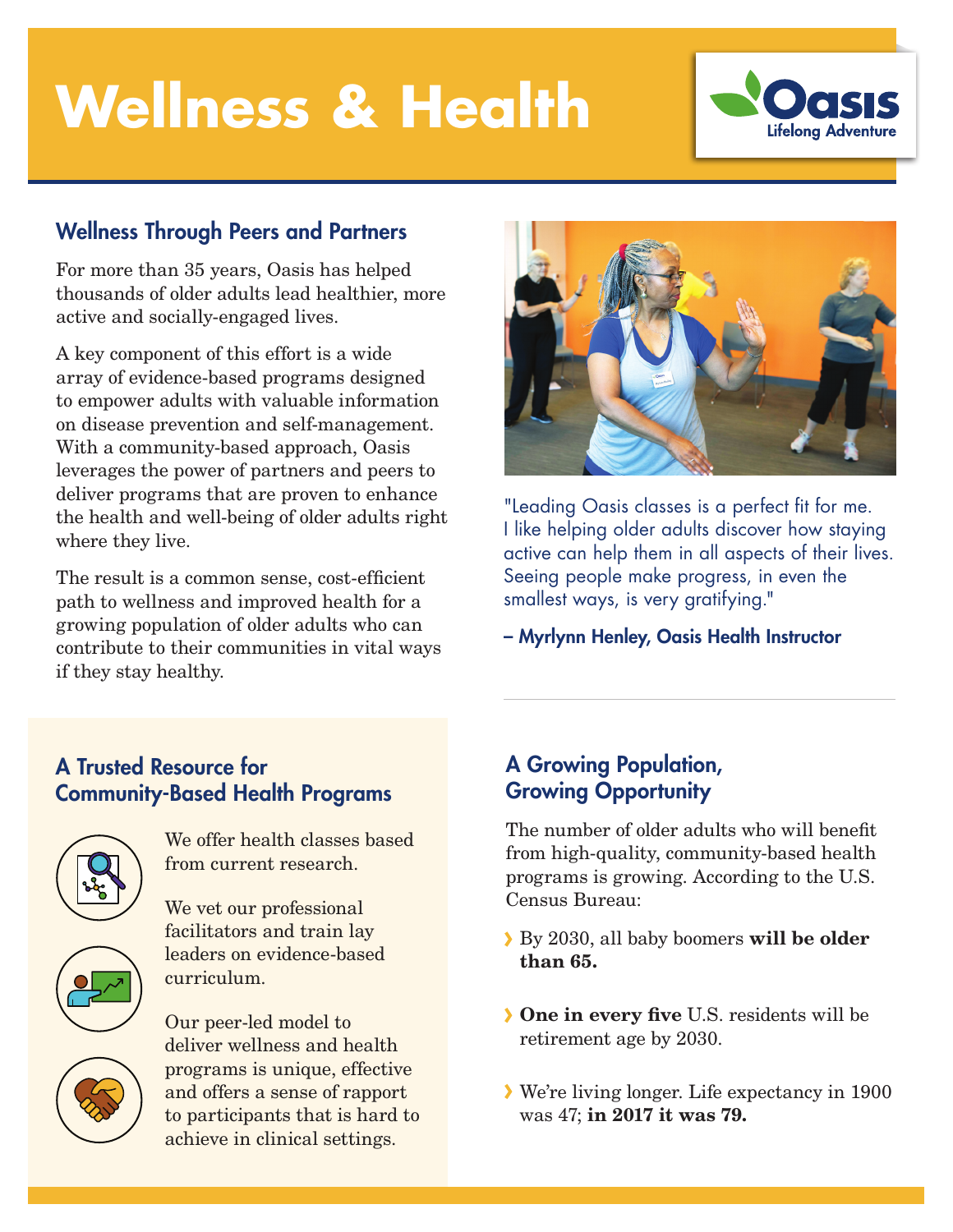# Wellness & Health

Oasis
Lifelong Adventure

## Wellness Through Peers and Partners

For more than 35 years, Oasis has helped thousands of older adults lead healthier, more active and socially-engaged lives.

A key component of this effort is a wide array of evidence-based programs designed to empower adults with valuable information on disease prevention and self-management. With a community-based approach, Oasis leverages the power of partners and peers to deliver programs that are proven to enhance the health and well-being of older adults right where they live.

The result is a common sense, cost-efficient path to wellness and improved health for a growing population of older adults who can contribute to their communities in vital ways if they stay healthy.

"Leading Oasis classes is a perfect fit for me. I like helping older adults discover how staying active can help them in all aspects of their lives. Seeing people make progress, in even the smallest ways, is very gratifying."

**– Myrlynn Henley, Oasis Health Instructor**

## A Trusted Resource for Community-Based Health Programs

We offer health classes based from current research.

We vet our professional facilitators and train lay leaders on evidence-based curriculum.

Our peer-led model to deliver wellness and health programs is unique, effective and offers a sense of rapport to participants that is hard to achieve in clinical settings.

## A Growing Population, Growing Opportunity

The number of older adults who will benefit from high-quality, community-based health programs is growing. According to the U.S. Census Bureau:

- By 2030, all baby boomers **will be older than 65.**
- **One in every five** U.S. residents will be retirement age by 2030.
- We're living longer. Life expectancy in 1900 was 47; **in 2017 it was 79.**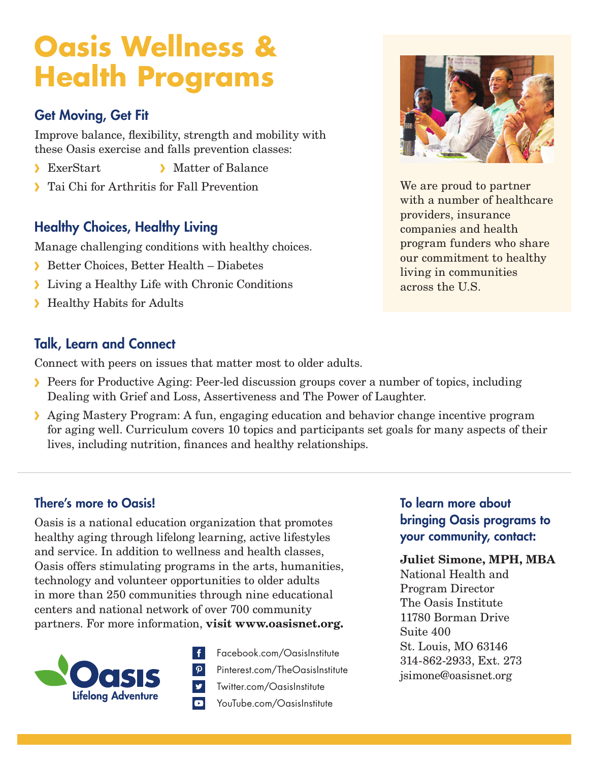# Oasis Wellness & Health Programs

## Get Moving, Get Fit

Improve balance, flexibility, strength and mobility with these Oasis exercise and falls prevention classes:

- ExerStart
- Matter of Balance
- Tai Chi for Arthritis for Fall Prevention

## Healthy Choices, Healthy Living

Manage challenging conditions with healthy choices.

- Better Choices, Better Health – Diabetes
- Living a Healthy Life with Chronic Conditions
- Healthy Habits for Adults

We are proud to partner with a number of healthcare providers, insurance companies and health program funders who share our commitment to healthy living in communities across the U.S.

## Talk, Learn and Connect

Connect with peers on issues that matter most to older adults.

- Peers for Productive Aging: Peer-led discussion groups cover a number of topics, including Dealing with Grief and Loss, Assertiveness and The Power of Laughter.
- Aging Mastery Program: A fun, engaging education and behavior change incentive program for aging well. Curriculum covers 10 topics and participants set goals for many aspects of their lives, including nutrition, finances and healthy relationships.

## There's more to Oasis!

Oasis is a national education organization that promotes healthy aging through lifelong learning, active lifestyles and service. In addition to wellness and health classes, Oasis offers stimulating programs in the arts, humanities, technology and volunteer opportunities to older adults in more than 250 communities through nine educational centers and national network of over 700 community partners. For more information, **visit www.oasisnet.org.**

Oasis Lifelong Adventure

Facebook.com/OasisInstitute
Pinterest.com/TheOasisInstitute
Twitter.com/OasisInstitute
YouTube.com/OasisInstitute

## To learn more about bringing Oasis programs to your community, contact:

**Juliet Simone, MPH, MBA**
National Health and Program Director
The Oasis Institute
11780 Borman Drive
Suite 400
St. Louis, MO 63146
314-862-2933, Ext. 273
jsimone@oasisnet.org